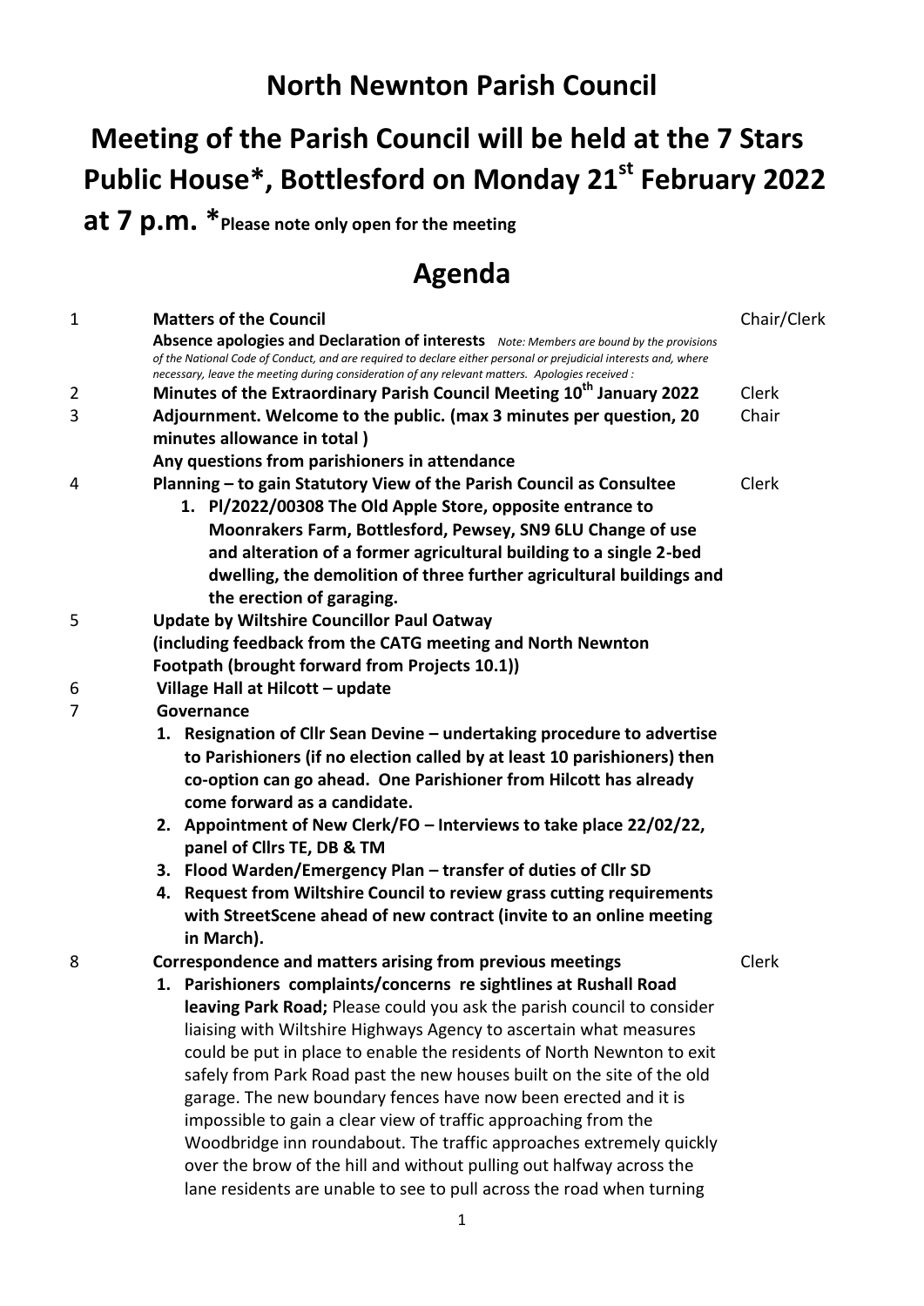# North Newnton Parish Council

## Meeting of the Parish Council will be held at the 7 Stars Public House*, Bottlesford on Monday 21st February 2022 at 7 p.m. *Please note only open for the meeting

# Agenda

| | | |
|---|---|---|
| 1 | **Matters of the Council**<br>**Absence apologies and Declaration of interests** *Note: Members are bound by the provisions of the National Code of Conduct, and are required to declare either personal or prejudicial interests and, where necessary, leave the meeting during consideration of any relevant matters. Apologies received :* | Chair/Clerk |
| 2 | **Minutes of the Extraordinary Parish Council Meeting 10th January 2022** | Clerk |
| 3 | **Adjournment. Welcome to the public. (max 3 minutes per question, 20 minutes allowance in total )**<br>**Any questions from parishioners in attendance** | Chair |
| 4 | **Planning – to gain Statutory View of the Parish Council as Consultee**<br>**1. Pl/2022/00308 The Old Apple Store, opposite entrance to Moonrakers Farm, Bottlesford, Pewsey, SN9 6LU Change of use and alteration of a former agricultural building to a single 2-bed dwelling, the demolition of three further agricultural buildings and the erection of garaging.** | Clerk |
| 5 | **Update by Wiltshire Councillor Paul Oatway**<br>**(including feedback from the CATG meeting and North Newnton Footpath (brought forward from Projects 10.1))** | |
| 6 | **Village Hall at Hilcott – update** | |
| 7 | **Governance**<br>**1. Resignation of Cllr Sean Devine – undertaking procedure to advertise to Parishioners (if no election called by at least 10 parishioners) then co-option can go ahead. One Parishioner from Hilcott has already come forward as a candidate.**<br>**2. Appointment of New Clerk/FO – Interviews to take place 22/02/22, panel of Cllrs TE, DB & TM**<br>**3. Flood Warden/Emergency Plan – transfer of duties of Cllr SD**<br>**4. Request from Wiltshire Council to review grass cutting requirements with StreetScene ahead of new contract (invite to an online meeting in March).** | |
| 8 | **Correspondence and matters arising from previous meetings**<br>**1. Parishioners complaints/concerns re sightlines at Rushall Road leaving Park Road;** Please could you ask the parish council to consider liaising with Wiltshire Highways Agency to ascertain what measures could be put in place to enable the residents of North Newnton to exit safely from Park Road past the new houses built on the site of the old garage. The new boundary fences have now been erected and it is impossible to gain a clear view of traffic approaching from the Woodbridge inn roundabout. The traffic approaches extremely quickly over the brow of the hill and without pulling out halfway across the lane residents are unable to see to pull across the road when turning | Clerk |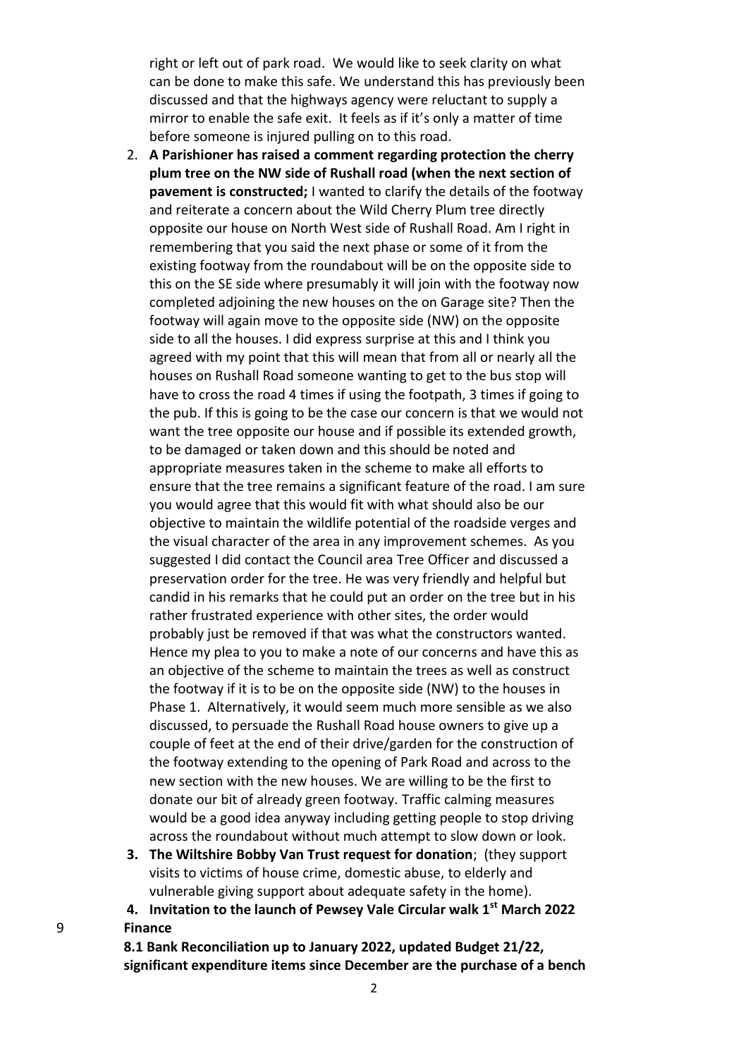right or left out of park road. We would like to seek clarity on what can be done to make this safe. We understand this has previously been discussed and that the highways agency were reluctant to supply a mirror to enable the safe exit. It feels as if it's only a matter of time before someone is injured pulling on to this road.

2. **A Parishioner has raised a comment regarding protection the cherry plum tree on the NW side of Rushall road (when the next section of pavement is constructed;** I wanted to clarify the details of the footway and reiterate a concern about the Wild Cherry Plum tree directly opposite our house on North West side of Rushall Road. Am I right in remembering that you said the next phase or some of it from the existing footway from the roundabout will be on the opposite side to this on the SE side where presumably it will join with the footway now completed adjoining the new houses on the on Garage site? Then the footway will again move to the opposite side (NW) on the opposite side to all the houses. I did express surprise at this and I think you agreed with my point that this will mean that from all or nearly all the houses on Rushall Road someone wanting to get to the bus stop will have to cross the road 4 times if using the footpath, 3 times if going to the pub. If this is going to be the case our concern is that we would not want the tree opposite our house and if possible its extended growth, to be damaged or taken down and this should be noted and appropriate measures taken in the scheme to make all efforts to ensure that the tree remains a significant feature of the road. I am sure you would agree that this would fit with what should also be our objective to maintain the wildlife potential of the roadside verges and the visual character of the area in any improvement schemes. As you suggested I did contact the Council area Tree Officer and discussed a preservation order for the tree. He was very friendly and helpful but candid in his remarks that he could put an order on the tree but in his rather frustrated experience with other sites, the order would probably just be removed if that was what the constructors wanted. Hence my plea to you to make a note of our concerns and have this as an objective of the scheme to maintain the trees as well as construct the footway if it is to be on the opposite side (NW) to the houses in Phase 1. Alternatively, it would seem much more sensible as we also discussed, to persuade the Rushall Road house owners to give up a couple of feet at the end of their drive/garden for the construction of the footway extending to the opening of Park Road and across to the new section with the new houses. We are willing to be the first to donate our bit of already green footway. Traffic calming measures would be a good idea anyway including getting people to stop driving across the roundabout without much attempt to slow down or look.
3. **The Wiltshire Bobby Van Trust request for donation**; (they support visits to victims of house crime, domestic abuse, to elderly and vulnerable giving support about adequate safety in the home).
4. **Invitation to the launch of Pewsey Vale Circular walk 1st March 2022**

9 **Finance**

**8.1 Bank Reconciliation up to January 2022, updated Budget 21/22, significant expenditure items since December are the purchase of a bench**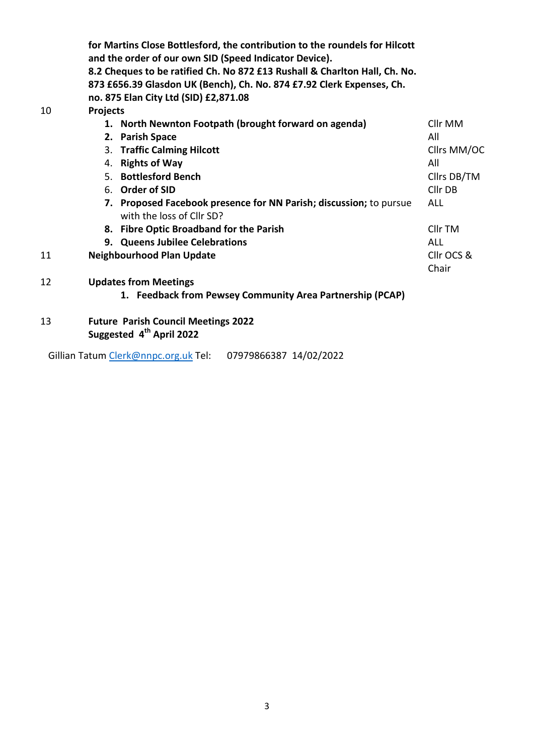**for Martins Close Bottlesford, the contribution to the roundels for Hilcott and the order of our own SID (Speed Indicator Device).**
**8.2 Cheques to be ratified Ch. No 872 £13 Rushall & Charlton Hall, Ch. No. 873 £656.39 Glasdon UK (Bench), Ch. No. 874 £7.92 Clerk Expenses, Ch. no. 875 Elan City Ltd (SID) £2,871.08**

| | | |
|---|---|---|
| 10 | **Projects** | |
| | 1. **North Newnton Footpath (brought forward on agenda)** | Cllr MM |
| | 2. **Parish Space** | All |
| | 3. **Traffic Calming Hilcott** | Cllrs MM/OC |
| | 4. **Rights of Way** | All |
| | 5. **Bottlesford Bench** | Cllrs DB/TM |
| | 6. **Order of SID** | Cllr DB |
| | 7. **Proposed Facebook presence for NN Parish; discussion;** to pursue with the loss of Cllr SD? | ALL |
| | 8. **Fibre Optic Broadband for the Parish** | Cllr TM |
| | 9. **Queens Jubilee Celebrations** | ALL |
| 11 | **Neighbourhood Plan Update** | Cllr OCS & Chair |
| 12 | **Updates from Meetings** | |
| | 1. **Feedback from Pewsey Community Area Partnership (PCAP)** | |
| 13 | **Future Parish Council Meetings 2022**<br>**Suggested 4th April 2022** | |

Gillian Tatum Clerk@nnpc.org.uk Tel: 07979866387 14/02/2022